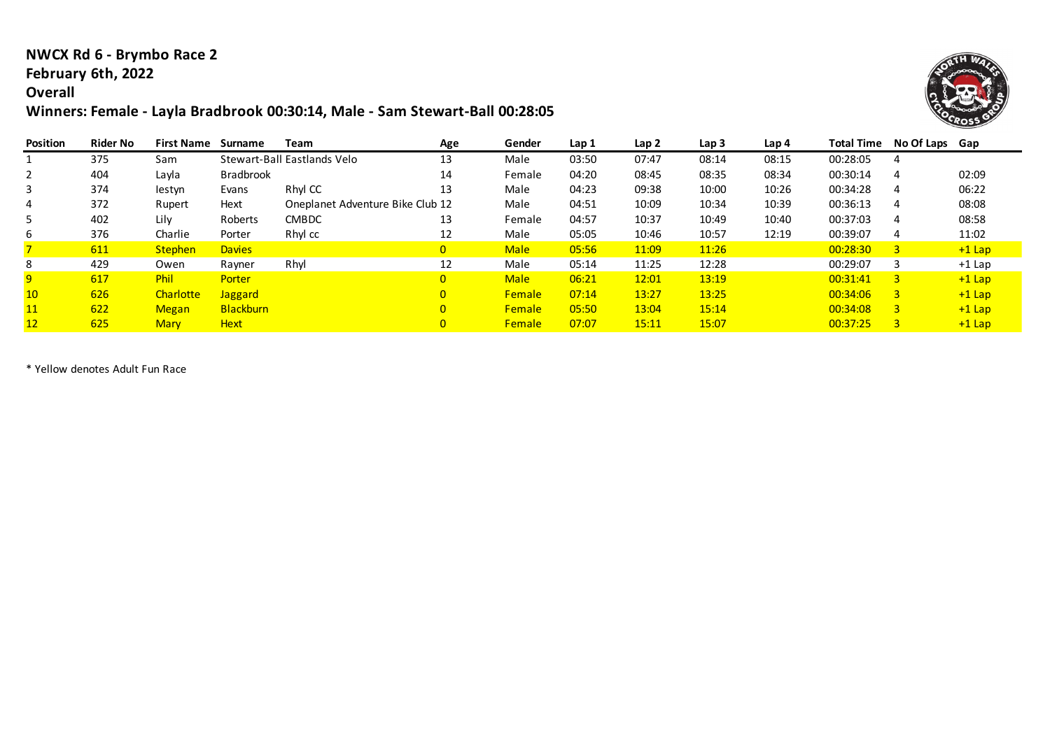**NWCX Rd 6 - Brymbo Race 2**

**February 6th, 2022**

**Overall**

**Winners: Female - Layla Bradbrook 00:30:14, Male - Sam Stewart-Ball 00:28:05**

| Position | Rider No | First Name | Surname | Team | Age | Gender | Lap 1 | Lap 2 | Lap 3 | Lap 4 | Total Time | No Of Laps | Gap |
|---|---|---|---|---|---|---|---|---|---|---|---|---|---|
| 1 | 375 | Sam | Stewart-Ball | Eastlands Velo | 13 | Male | 03:50 | 07:47 | 08:14 | 08:15 | 00:28:05 | 4 | |
| 2 | 404 | Layla | Bradbrook | | 14 | Female | 04:20 | 08:45 | 08:35 | 08:34 | 00:30:14 | 4 | 02:09 |
| 3 | 374 | Iestyn | Evans | Rhyl CC | 13 | Male | 04:23 | 09:38 | 10:00 | 10:26 | 00:34:28 | 4 | 06:22 |
| 4 | 372 | Rupert | Hext | Oneplanet Adventure Bike Club | 12 | Male | 04:51 | 10:09 | 10:34 | 10:39 | 00:36:13 | 4 | 08:08 |
| 5 | 402 | Lily | Roberts | CMBDC | 13 | Female | 04:57 | 10:37 | 10:49 | 10:40 | 00:37:03 | 4 | 08:58 |
| 6 | 376 | Charlie | Porter | Rhyl cc | 12 | Male | 05:05 | 10:46 | 10:57 | 12:19 | 00:39:07 | 4 | 11:02 |
| 7 | 611 | Stephen | Davies | | 0 | Male | 05:56 | 11:09 | 11:26 | | 00:28:30 | 3 | +1 Lap |
| 8 | 429 | Owen | Rayner | Rhyl | 12 | Male | 05:14 | 11:25 | 12:28 | | 00:29:07 | 3 | +1 Lap |
| 9 | 617 | Phil | Porter | | 0 | Male | 06:21 | 12:01 | 13:19 | | 00:31:41 | 3 | +1 Lap |
| 10 | 626 | Charlotte | Jaggard | | 0 | Female | 07:14 | 13:27 | 13:25 | | 00:34:06 | 3 | +1 Lap |
| 11 | 622 | Megan | Blackburn | | 0 | Female | 05:50 | 13:04 | 15:14 | | 00:34:08 | 3 | +1 Lap |
| 12 | 625 | Mary | Hext | | 0 | Female | 07:07 | 15:11 | 15:07 | | 00:37:25 | 3 | +1 Lap |

* Yellow denotes Adult Fun Race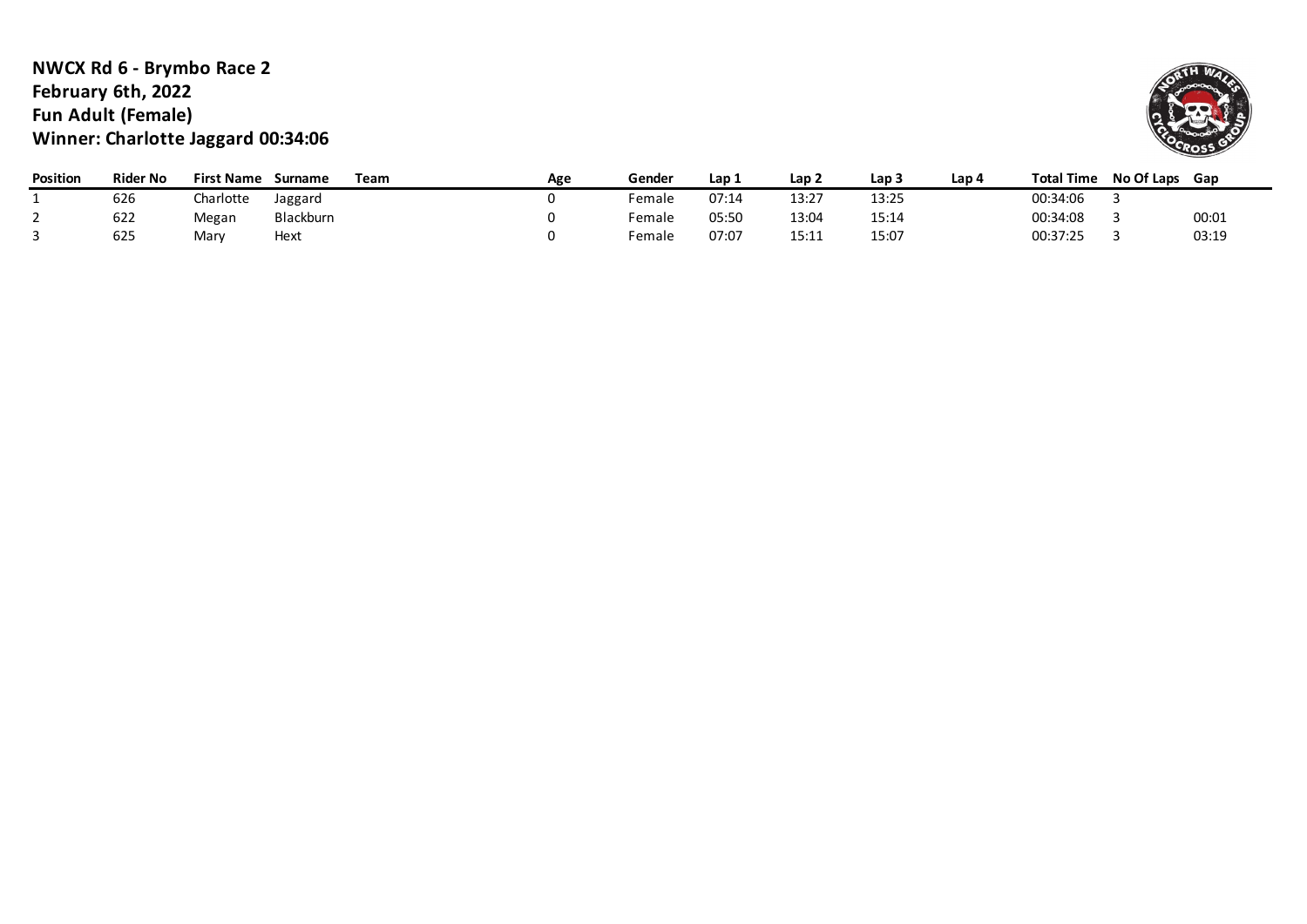**NWCX Rd 6 - Brymbo Race 2**
**February 6th, 2022**
**Fun Adult (Female)**
**Winner: Charlotte Jaggard 00:34:06**

| Position | Rider No | First Name | Surname | Team | Age | Gender | Lap 1 | Lap 2 | Lap 3 | Lap 4 | Total Time | No Of Laps | Gap |
|---|---|---|---|---|---|---|---|---|---|---|---|---|---|
| 1 | 626 | Charlotte | Jaggard | | 0 | Female | 07:14 | 13:27 | 13:25 | | 00:34:06 | 3 | |
| 2 | 622 | Megan | Blackburn | | 0 | Female | 05:50 | 13:04 | 15:14 | | 00:34:08 | 3 | 00:01 |
| 3 | 625 | Mary | Hext | | 0 | Female | 07:07 | 15:11 | 15:07 | | 00:37:25 | 3 | 03:19 |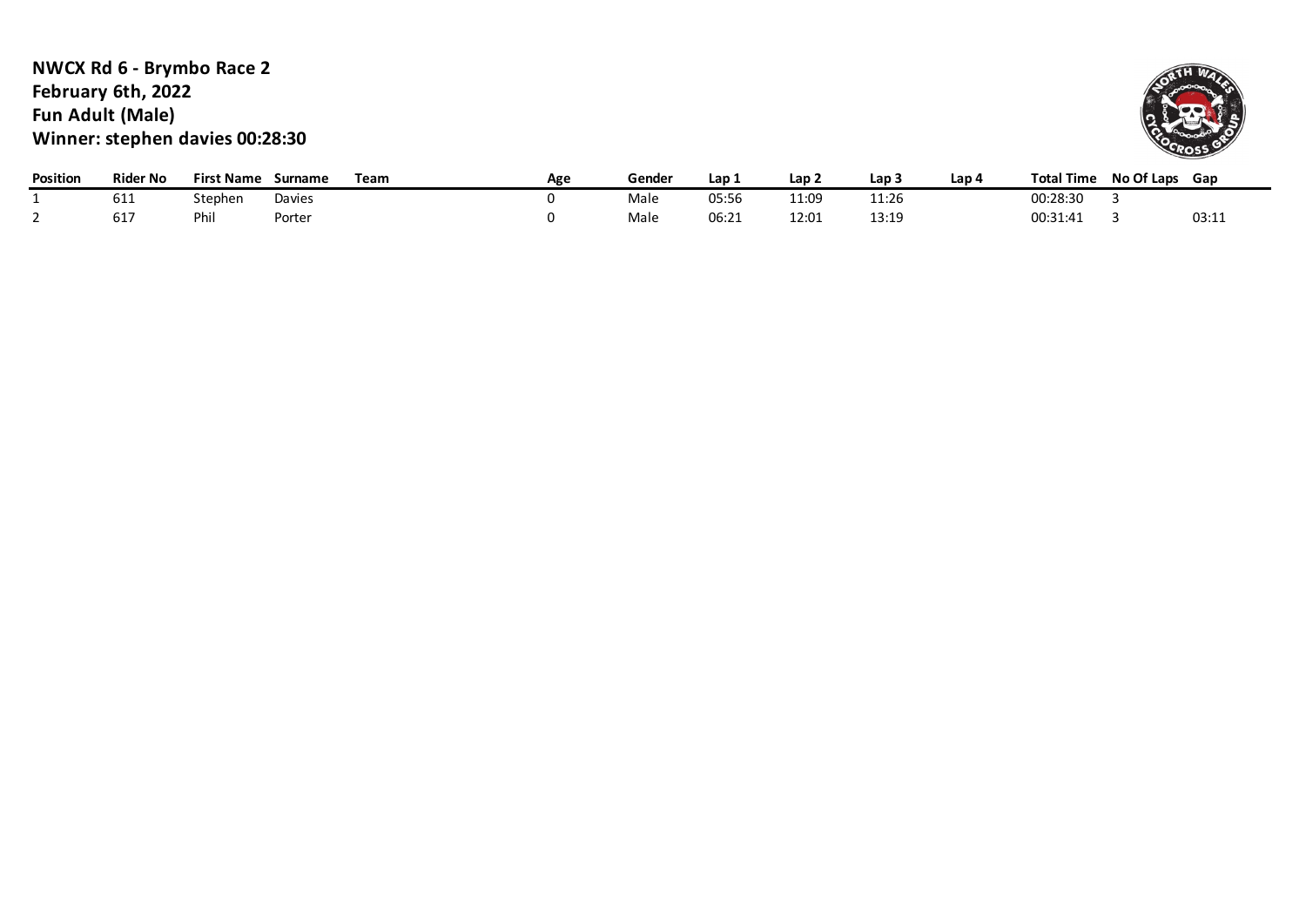**NWCX Rd 6 - Brymbo Race 2**
**February 6th, 2022**
**Fun Adult (Male)**
**Winner: stephen davies 00:28:30**

| Position | Rider No | First Name | Surname | Team | Age | Gender | Lap 1 | Lap 2 | Lap 3 | Lap 4 | Total Time | No Of Laps | Gap |
|---|---|---|---|---|---|---|---|---|---|---|---|---|---|
| 1 | 611 | Stephen | Davies | | 0 | Male | 05:56 | 11:09 | 11:26 | | 00:28:30 | 3 | |
| 2 | 617 | Phil | Porter | | 0 | Male | 06:21 | 12:01 | 13:19 | | 00:31:41 | 3 | 03:11 |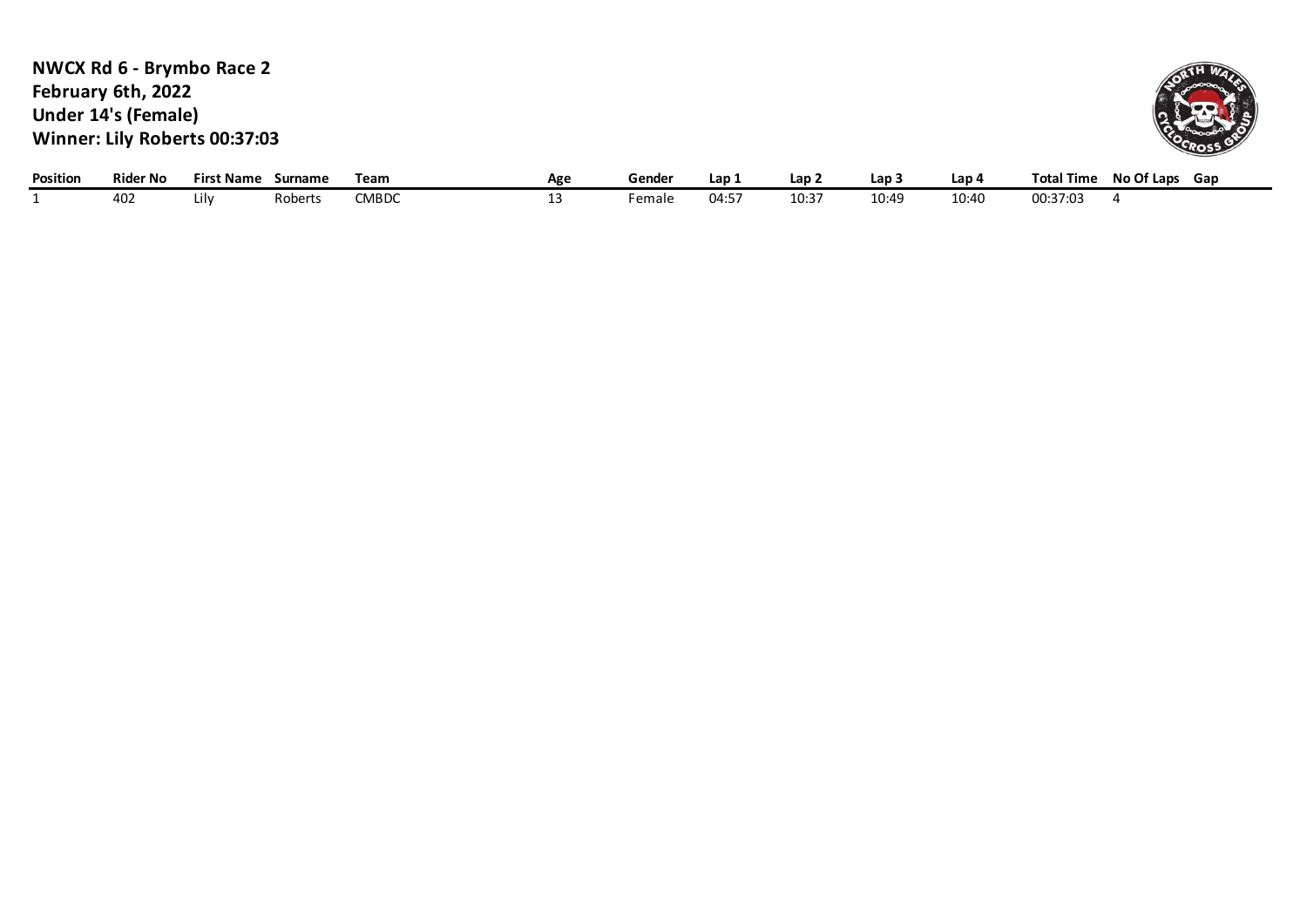**NWCX Rd 6 - Brymbo Race 2**
**February 6th, 2022**
**Under 14's (Female)**
**Winner: Lily Roberts 00:37:03**

| Position | Rider No | First Name | Surname | Team | Age | Gender | Lap 1 | Lap 2 | Lap 3 | Lap 4 | Total Time | No Of Laps | Gap |
|---|---|---|---|---|---|---|---|---|---|---|---|---|---|
| 1 | 402 | Lily | Roberts | CMBDC | 13 | Female | 04:57 | 10:37 | 10:49 | 10:40 | 00:37:03 | 4 | |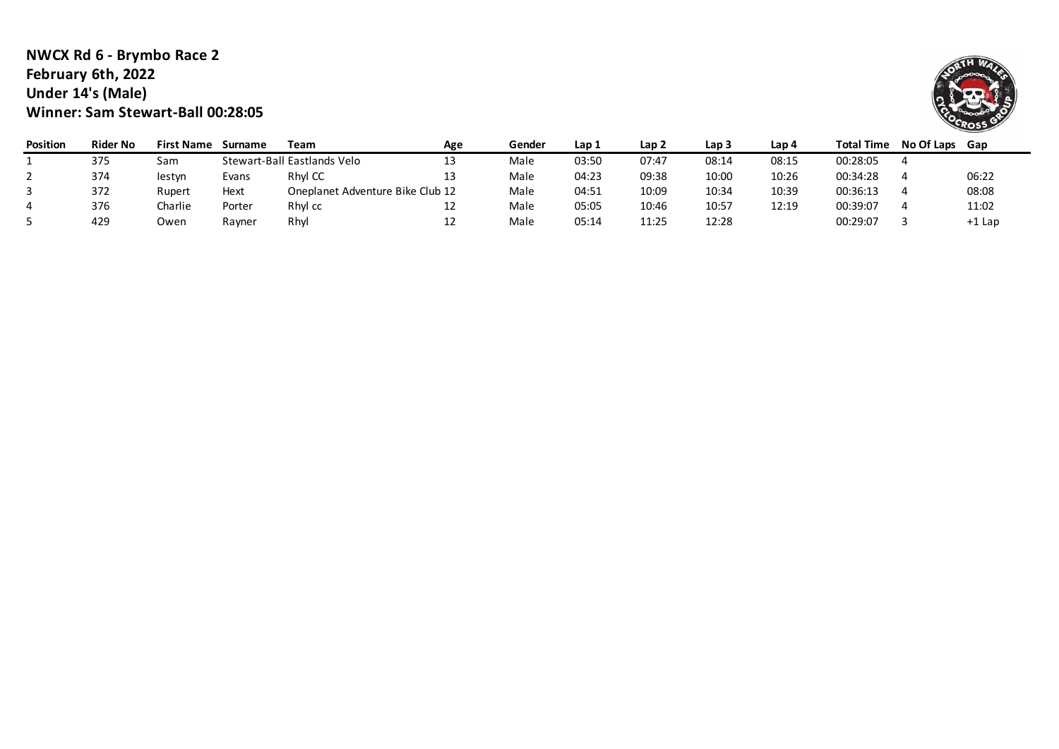**NWCX Rd 6 - Brymbo Race 2**
**February 6th, 2022**
**Under 14's (Male)**
**Winner: Sam Stewart-Ball 00:28:05**

| Position | Rider No | First Name | Surname | Team | Age | Gender | Lap 1 | Lap 2 | Lap 3 | Lap 4 | Total Time | No Of Laps | Gap |
|---|---|---|---|---|---|---|---|---|---|---|---|---|---|
| 1 | 375 | Sam | Stewart-Ball | Eastlands Velo | 13 | Male | 03:50 | 07:47 | 08:14 | 08:15 | 00:28:05 | 4 | |
| 2 | 374 | Iestyn | Evans | Rhyl CC | 13 | Male | 04:23 | 09:38 | 10:00 | 10:26 | 00:34:28 | 4 | 06:22 |
| 3 | 372 | Rupert | Hext | Oneplanet Adventure Bike Club | 12 | Male | 04:51 | 10:09 | 10:34 | 10:39 | 00:36:13 | 4 | 08:08 |
| 4 | 376 | Charlie | Porter | Rhyl cc | 12 | Male | 05:05 | 10:46 | 10:57 | 12:19 | 00:39:07 | 4 | 11:02 |
| 5 | 429 | Owen | Rayner | Rhyl | 12 | Male | 05:14 | 11:25 | 12:28 | | 00:29:07 | 3 | +1 Lap |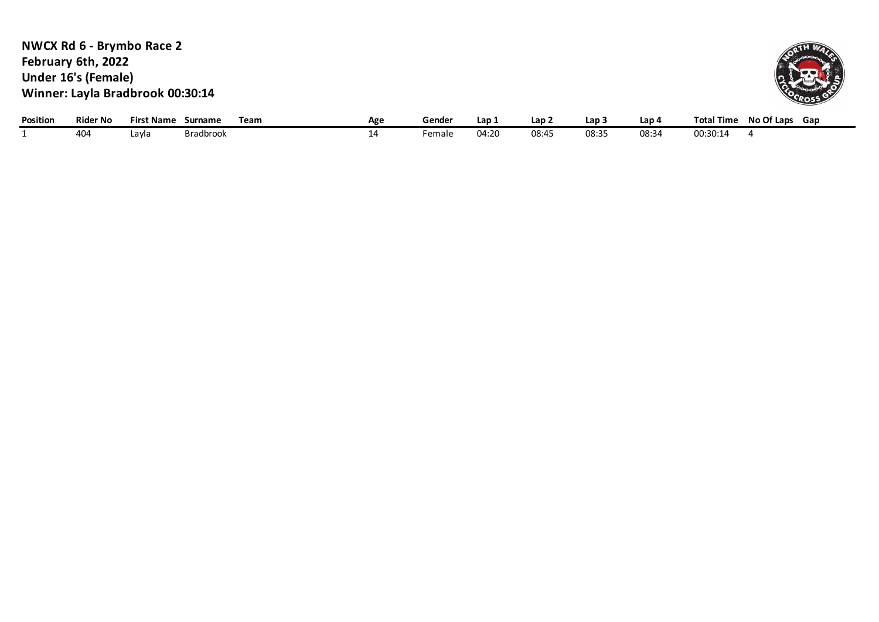**NWCX Rd 6 - Brymbo Race 2**
**February 6th, 2022**
**Under 16's (Female)**
**Winner: Layla Bradbrook 00:30:14**

| Position | Rider No | First Name | Surname | Team | Age | Gender | Lap 1 | Lap 2 | Lap 3 | Lap 4 | Total Time | No Of Laps | Gap |
|---|---|---|---|---|---|---|---|---|---|---|---|---|---|
| 1 | 404 | Layla | Bradbrook | | 14 | Female | 04:20 | 08:45 | 08:35 | 08:34 | 00:30:14 | 4 | |